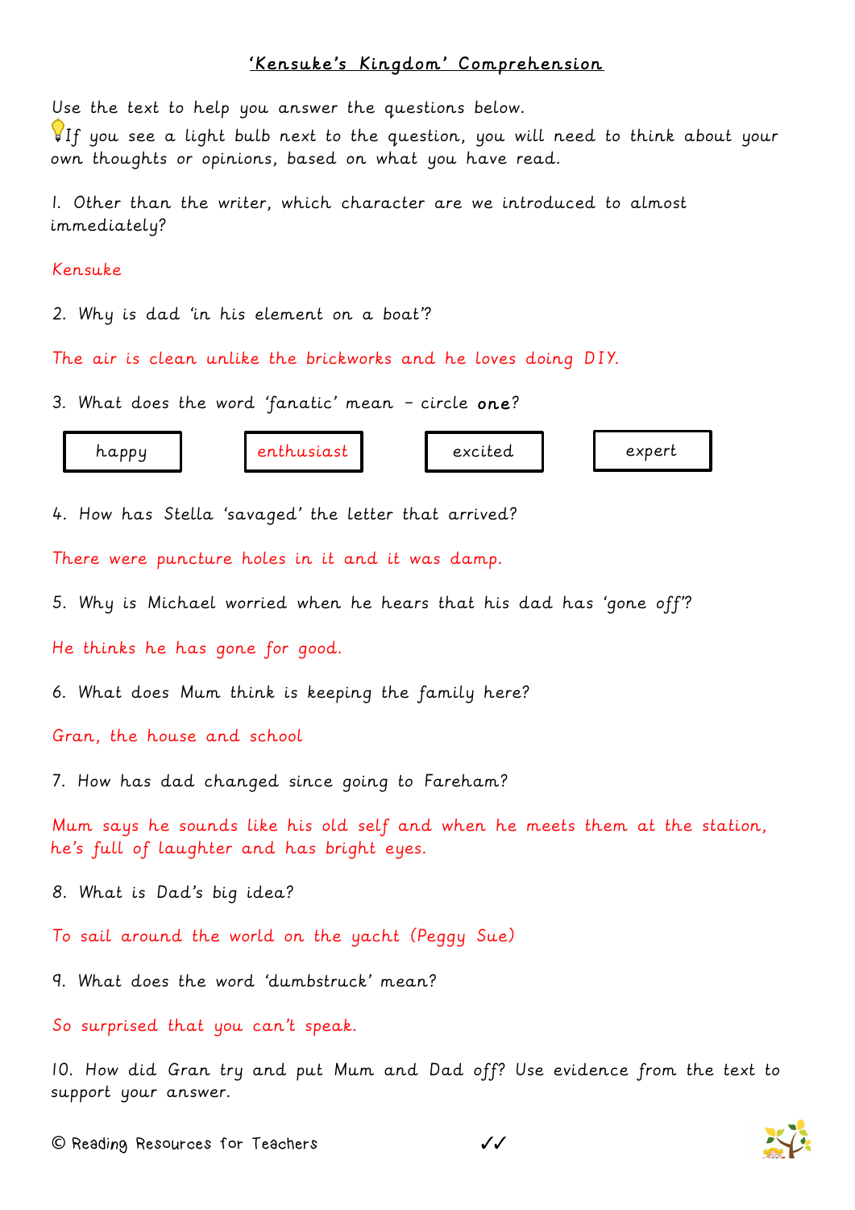## 'Kensuke's Kingdom' Comprehension

Use the text to help you answer the questions below.
If you see a light bulb next to the question, you will need to think about your own thoughts or opinions, based on what you have read.

1. Other than the writer, which character are we introduced to almost immediately?

Kensuke

2. Why is dad 'in his element on a boat'?

The air is clean unlike the brickworks and he loves doing DIY.

3. What does the word 'fanatic' mean – circle **one**?

| happy | enthusiast | excited | expert |
|---|---|---|---|

4. How has Stella 'savaged' the letter that arrived?

There were puncture holes in it and it was damp.

5. Why is Michael worried when he hears that his dad has 'gone off'?

He thinks he has gone for good.

6. What does Mum think is keeping the family here?

Gran, the house and school

7. How has dad changed since going to Fareham?

Mum says he sounds like his old self and when he meets them at the station, he's full of laughter and has bright eyes.

8. What is Dad's big idea?

To sail around the world on the yacht (Peggy Sue)

9. What does the word 'dumbstruck' mean?

So surprised that you can't speak.

10. How did Gran try and put Mum and Dad off? Use evidence from the text to support your answer.

✓✓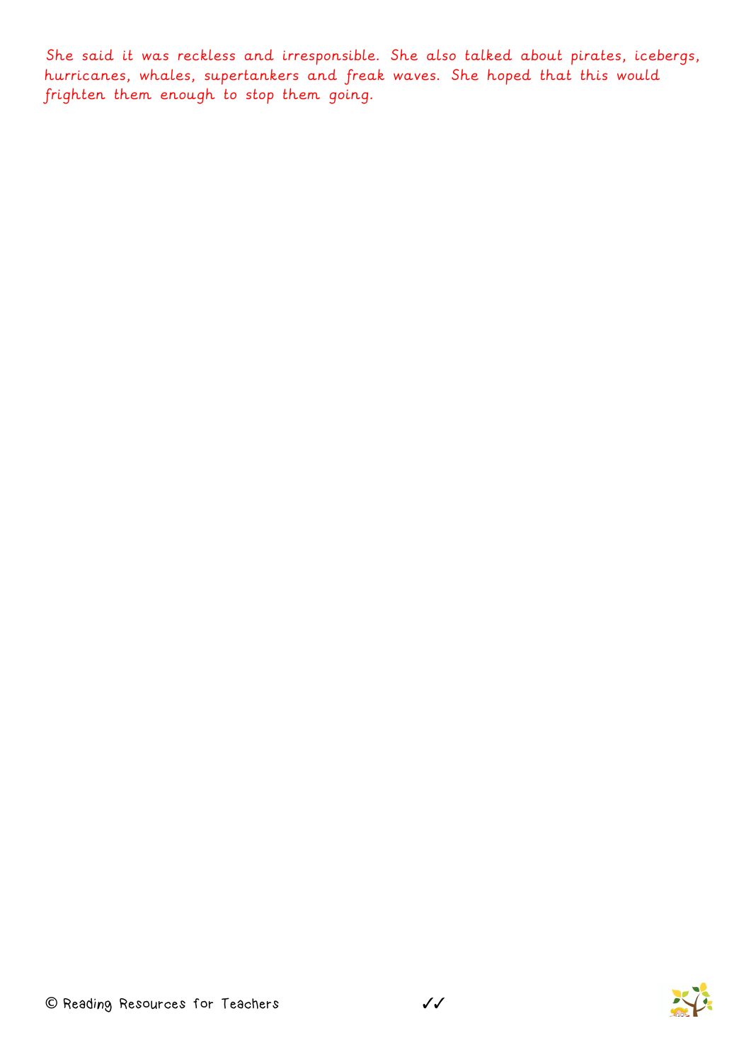She said it was reckless and irresponsible. She also talked about pirates, icebergs, hurricanes, whales, supertankers and freak waves. She hoped that this would frighten them enough to stop them going.